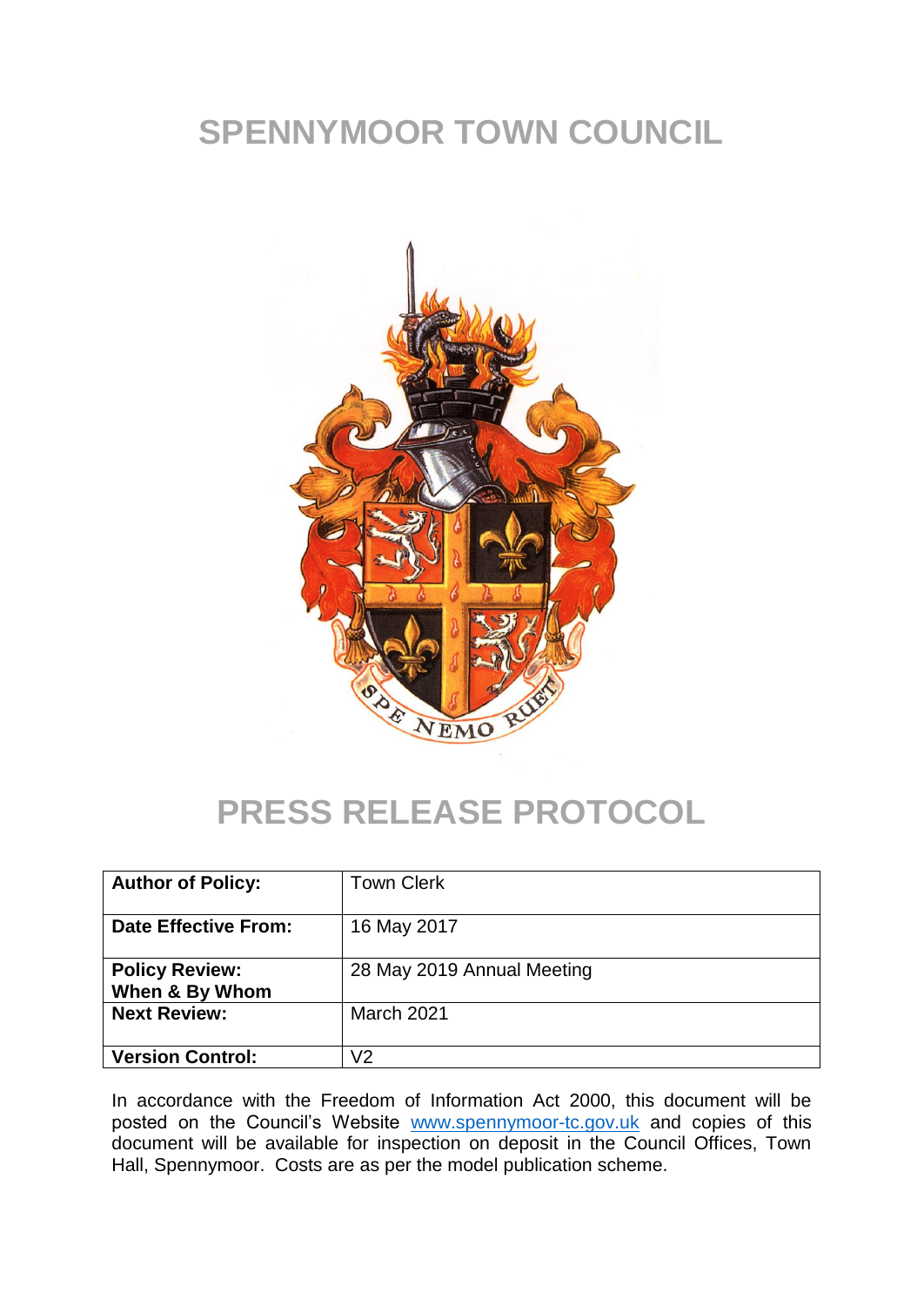# SPENNYMOOR TOWN COUNCIL

# PRESS RELEASE PROTOCOL

| **Author of Policy:** | Town Clerk |
|---|---|
| **Date Effective From:** | 16 May 2017 |
| **Policy Review: When & By Whom** | 28 May 2019 Annual Meeting |
| **Next Review:** | March 2021 |
| **Version Control:** | V2 |

In accordance with the Freedom of Information Act 2000, this document will be posted on the Council's Website www.spennymoor-tc.gov.uk and copies of this document will be available for inspection on deposit in the Council Offices, Town Hall, Spennymoor. Costs are as per the model publication scheme.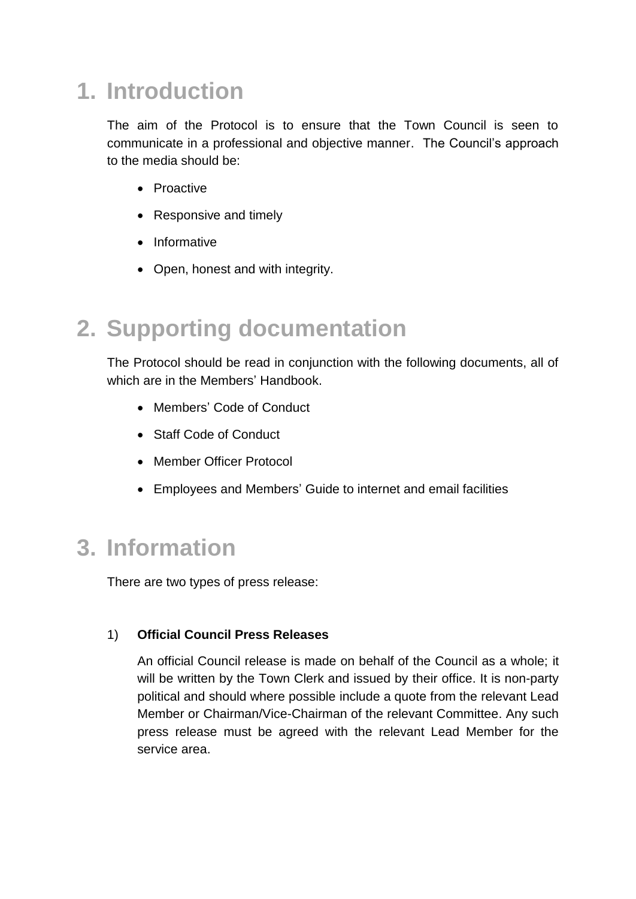# 1. Introduction

The aim of the Protocol is to ensure that the Town Council is seen to communicate in a professional and objective manner. The Council's approach to the media should be:

- Proactive
- Responsive and timely
- Informative
- Open, honest and with integrity.

# 2. Supporting documentation

The Protocol should be read in conjunction with the following documents, all of which are in the Members' Handbook.

- Members' Code of Conduct
- Staff Code of Conduct
- Member Officer Protocol
- Employees and Members' Guide to internet and email facilities

# 3. Information

There are two types of press release:

1) **Official Council Press Releases**

   An official Council release is made on behalf of the Council as a whole; it will be written by the Town Clerk and issued by their office. It is non-party political and should where possible include a quote from the relevant Lead Member or Chairman/Vice-Chairman of the relevant Committee. Any such press release must be agreed with the relevant Lead Member for the service area.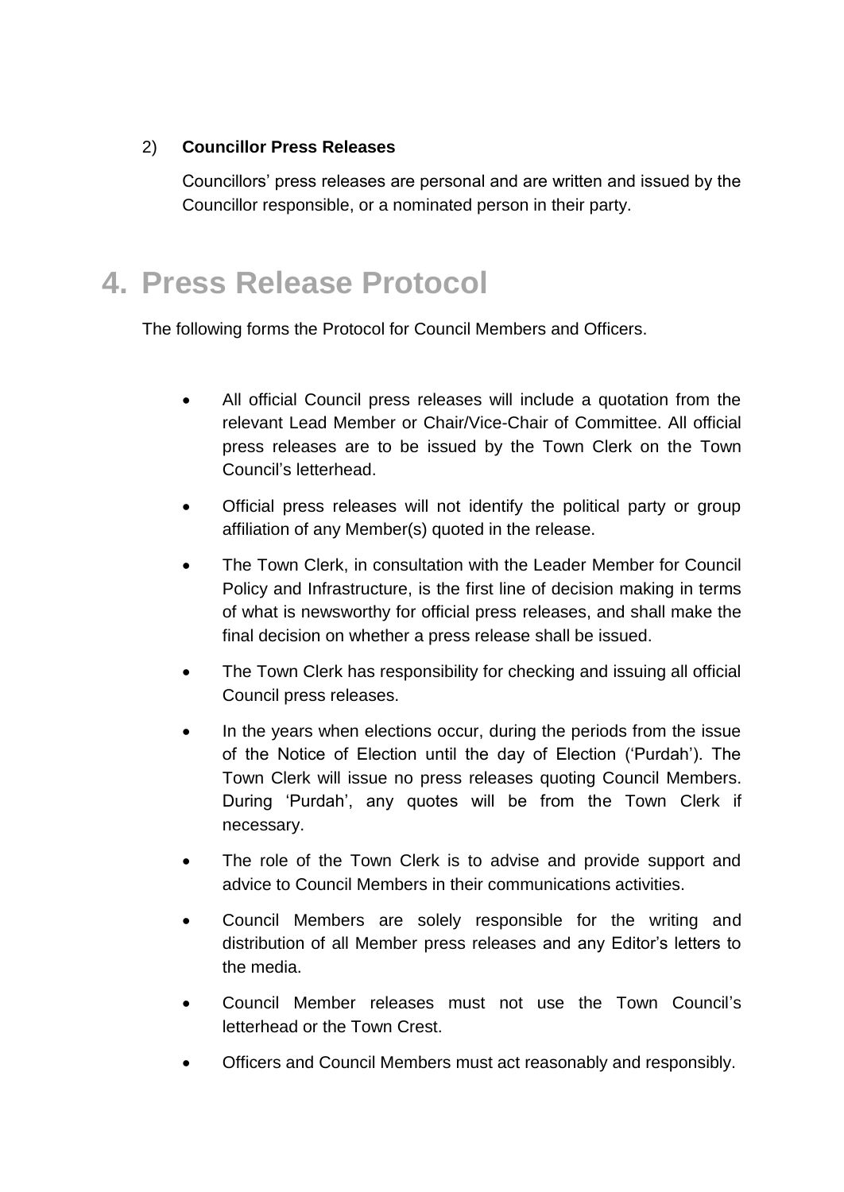2) **Councillor Press Releases**

Councillors' press releases are personal and are written and issued by the Councillor responsible, or a nominated person in their party.

# 4. Press Release Protocol

The following forms the Protocol for Council Members and Officers.

- All official Council press releases will include a quotation from the relevant Lead Member or Chair/Vice-Chair of Committee. All official press releases are to be issued by the Town Clerk on the Town Council's letterhead.
- Official press releases will not identify the political party or group affiliation of any Member(s) quoted in the release.
- The Town Clerk, in consultation with the Leader Member for Council Policy and Infrastructure, is the first line of decision making in terms of what is newsworthy for official press releases, and shall make the final decision on whether a press release shall be issued.
- The Town Clerk has responsibility for checking and issuing all official Council press releases.
- In the years when elections occur, during the periods from the issue of the Notice of Election until the day of Election ('Purdah'). The Town Clerk will issue no press releases quoting Council Members. During 'Purdah', any quotes will be from the Town Clerk if necessary.
- The role of the Town Clerk is to advise and provide support and advice to Council Members in their communications activities.
- Council Members are solely responsible for the writing and distribution of all Member press releases and any Editor's letters to the media.
- Council Member releases must not use the Town Council's letterhead or the Town Crest.
- Officers and Council Members must act reasonably and responsibly.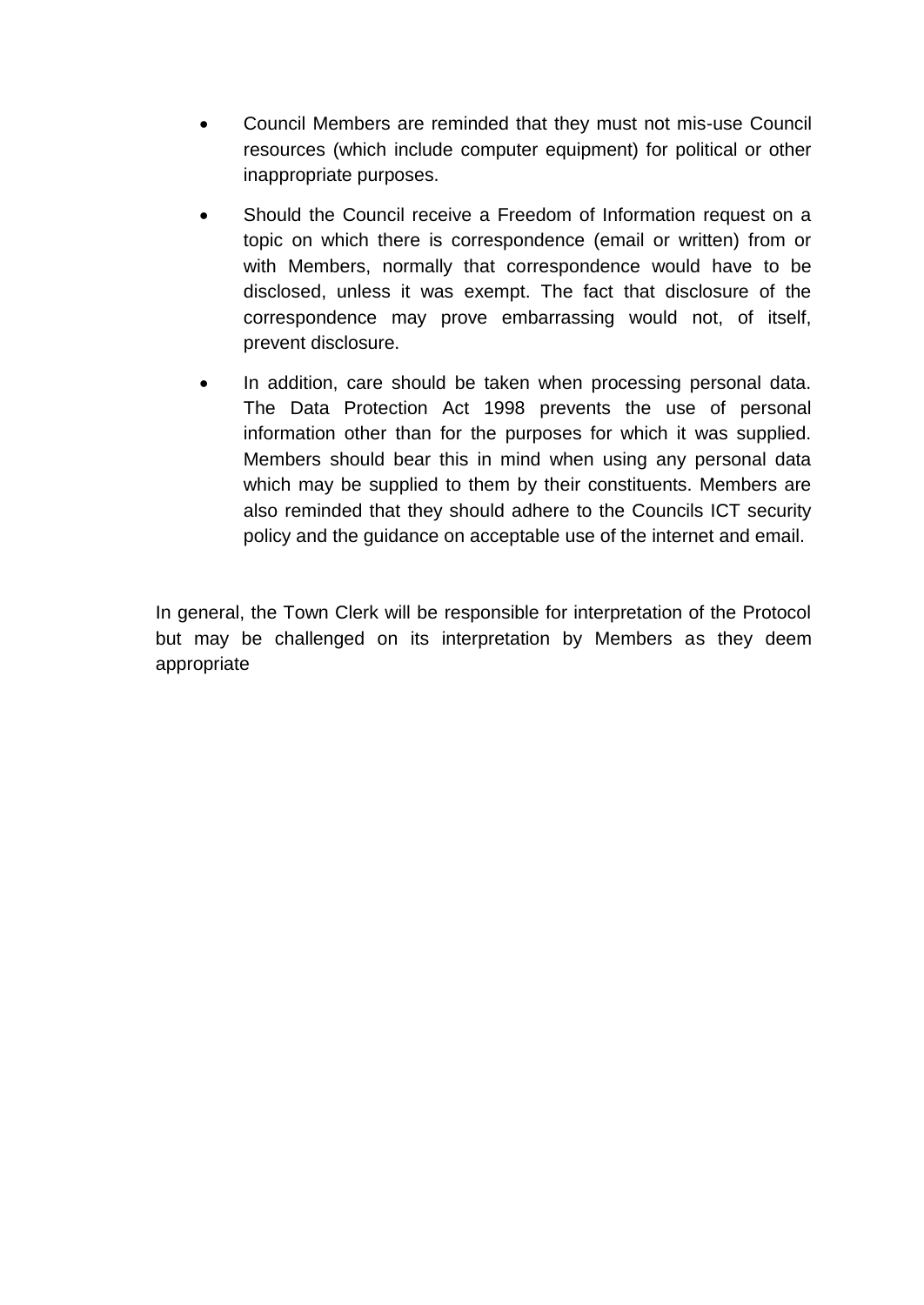- Council Members are reminded that they must not mis-use Council resources (which include computer equipment) for political or other inappropriate purposes.

- Should the Council receive a Freedom of Information request on a topic on which there is correspondence (email or written) from or with Members, normally that correspondence would have to be disclosed, unless it was exempt. The fact that disclosure of the correspondence may prove embarrassing would not, of itself, prevent disclosure.

- In addition, care should be taken when processing personal data. The Data Protection Act 1998 prevents the use of personal information other than for the purposes for which it was supplied. Members should bear this in mind when using any personal data which may be supplied to them by their constituents. Members are also reminded that they should adhere to the Councils ICT security policy and the guidance on acceptable use of the internet and email.

In general, the Town Clerk will be responsible for interpretation of the Protocol but may be challenged on its interpretation by Members as they deem appropriate